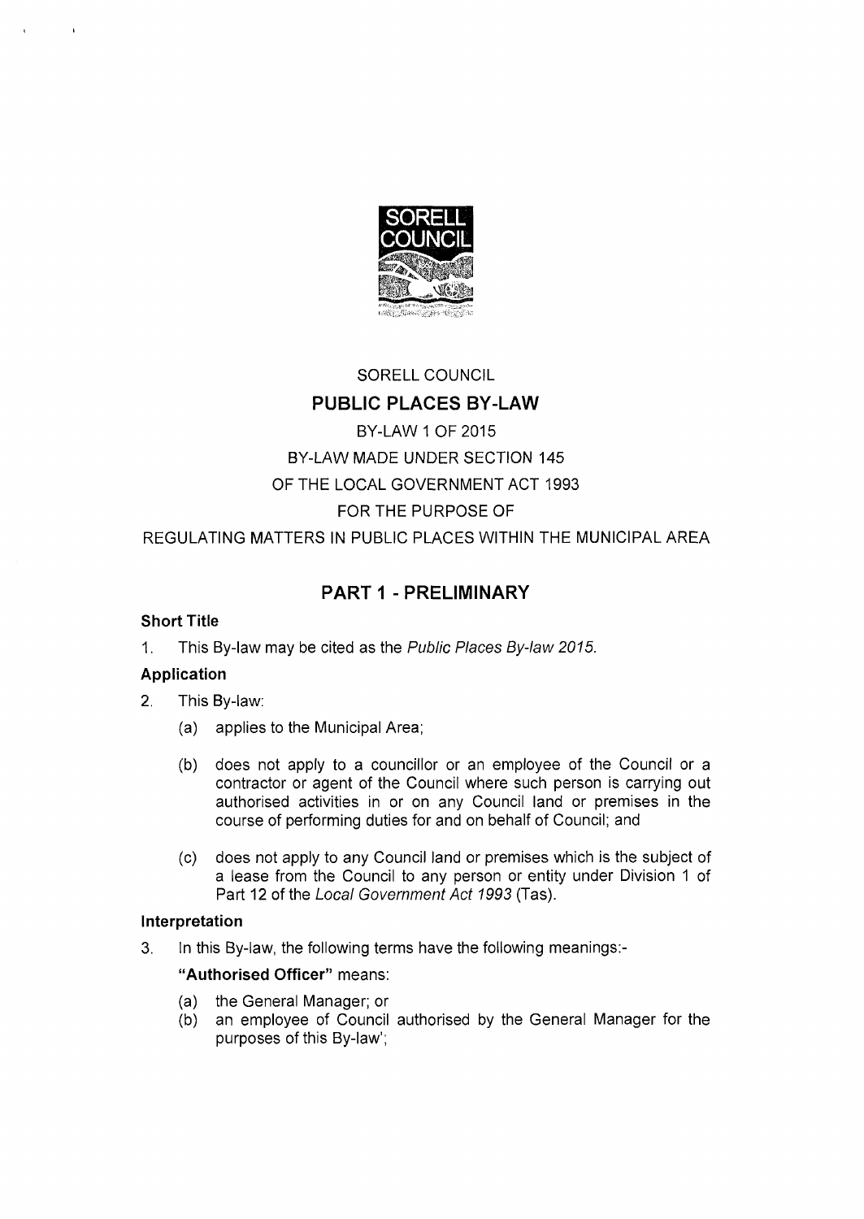SORELL COUNCIL

# PUBLIC PLACES BY-LAW

BY-LAW 1 OF 2015

BY-LAW MADE UNDER SECTION 145

OF THE LOCAL GOVERNMENT ACT 1993

FOR THE PURPOSE OF

REGULATING MATTERS IN PUBLIC PLACES WITHIN THE MUNICIPAL AREA

## PART 1 - PRELIMINARY

### Short Title

1. This By-law may be cited as the *Public Places By-law 2015*.

### Application

2. This By-law:

   (a) applies to the Municipal Area;

   (b) does not apply to a councillor or an employee of the Council or a contractor or agent of the Council where such person is carrying out authorised activities in or on any Council land or premises in the course of performing duties for and on behalf of Council; and

   (c) does not apply to any Council land or premises which is the subject of a lease from the Council to any person or entity under Division 1 of Part 12 of the *Local Government Act 1993* (Tas).

### Interpretation

3. In this By-law, the following terms have the following meanings:-

   **"Authorised Officer"** means:

   (a) the General Manager; or
   (b) an employee of Council authorised by the General Manager for the purposes of this By-law';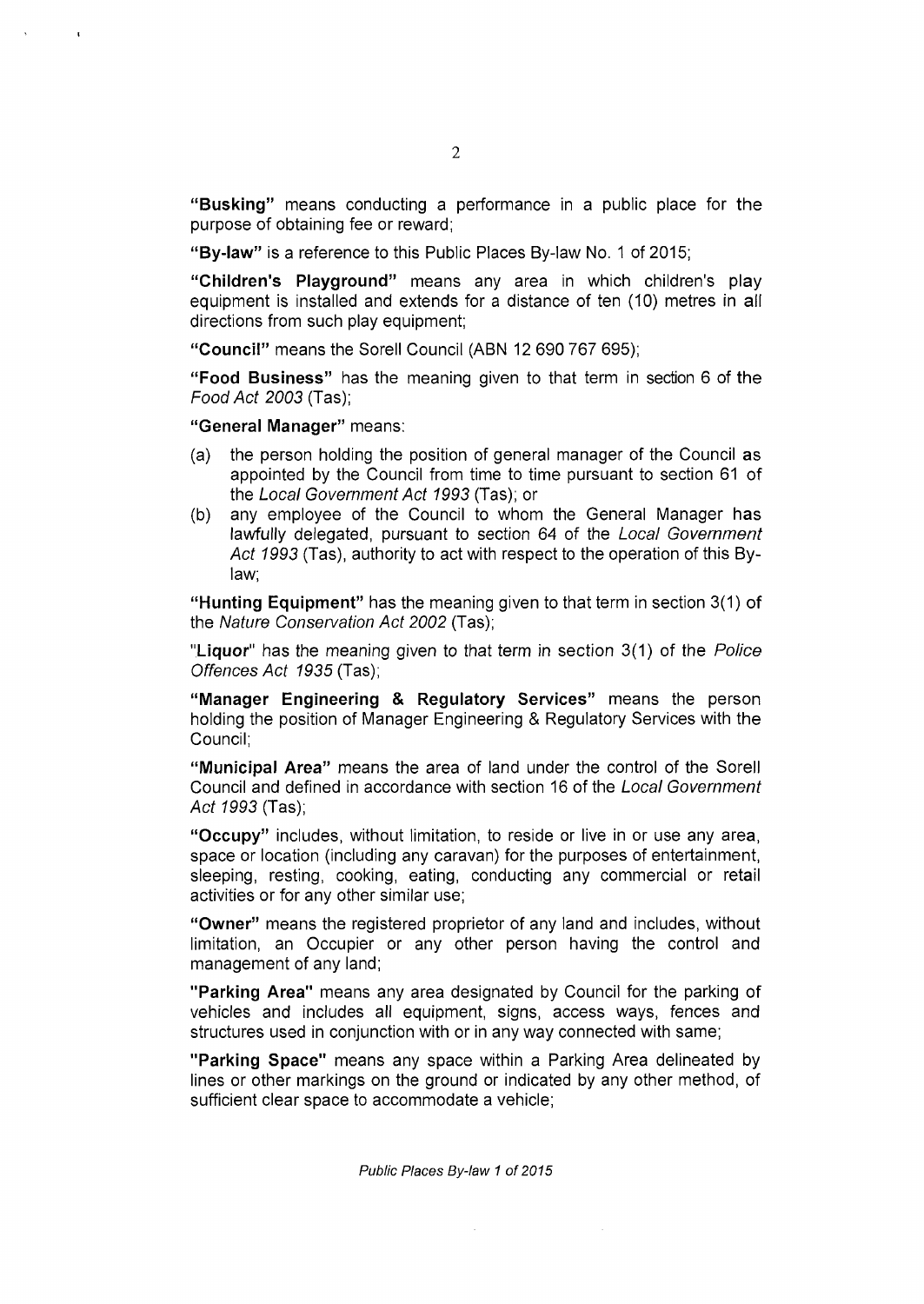**"Busking"** means conducting a performance in a public place for the purpose of obtaining fee or reward;

**"By-law"** is a reference to this Public Places By-law No. 1 of 2015;

**"Children's Playground"** means any area in which children's play equipment is installed and extends for a distance of ten (10) metres in all directions from such play equipment;

**"Council"** means the Sorell Council (ABN 12 690 767 695);

**"Food Business"** has the meaning given to that term in section 6 of the *Food Act 2003* (Tas);

**"General Manager"** means:

(a) the person holding the position of general manager of the Council as appointed by the Council from time to time pursuant to section 61 of the *Local Government Act 1993* (Tas); or

(b) any employee of the Council to whom the General Manager has lawfully delegated, pursuant to section 64 of the *Local Government Act 1993* (Tas), authority to act with respect to the operation of this By-law;

**"Hunting Equipment"** has the meaning given to that term in section 3(1) of the *Nature Conservation Act 2002* (Tas);

"**Liquor**" has the meaning given to that term in section 3(1) of the *Police Offences Act 1935* (Tas);

**"Manager Engineering & Regulatory Services"** means the person holding the position of Manager Engineering & Regulatory Services with the Council;

**"Municipal Area"** means the area of land under the control of the Sorell Council and defined in accordance with section 16 of the *Local Government Act 1993* (Tas);

**"Occupy"** includes, without limitation, to reside or live in or use any area, space or location (including any caravan) for the purposes of entertainment, sleeping, resting, cooking, eating, conducting any commercial or retail activities or for any other similar use;

**"Owner"** means the registered proprietor of any land and includes, without limitation, an Occupier or any other person having the control and management of any land;

**"Parking Area"** means any area designated by Council for the parking of vehicles and includes all equipment, signs, access ways, fences and structures used in conjunction with or in any way connected with same;

**"Parking Space"** means any space within a Parking Area delineated by lines or other markings on the ground or indicated by any other method, of sufficient clear space to accommodate a vehicle;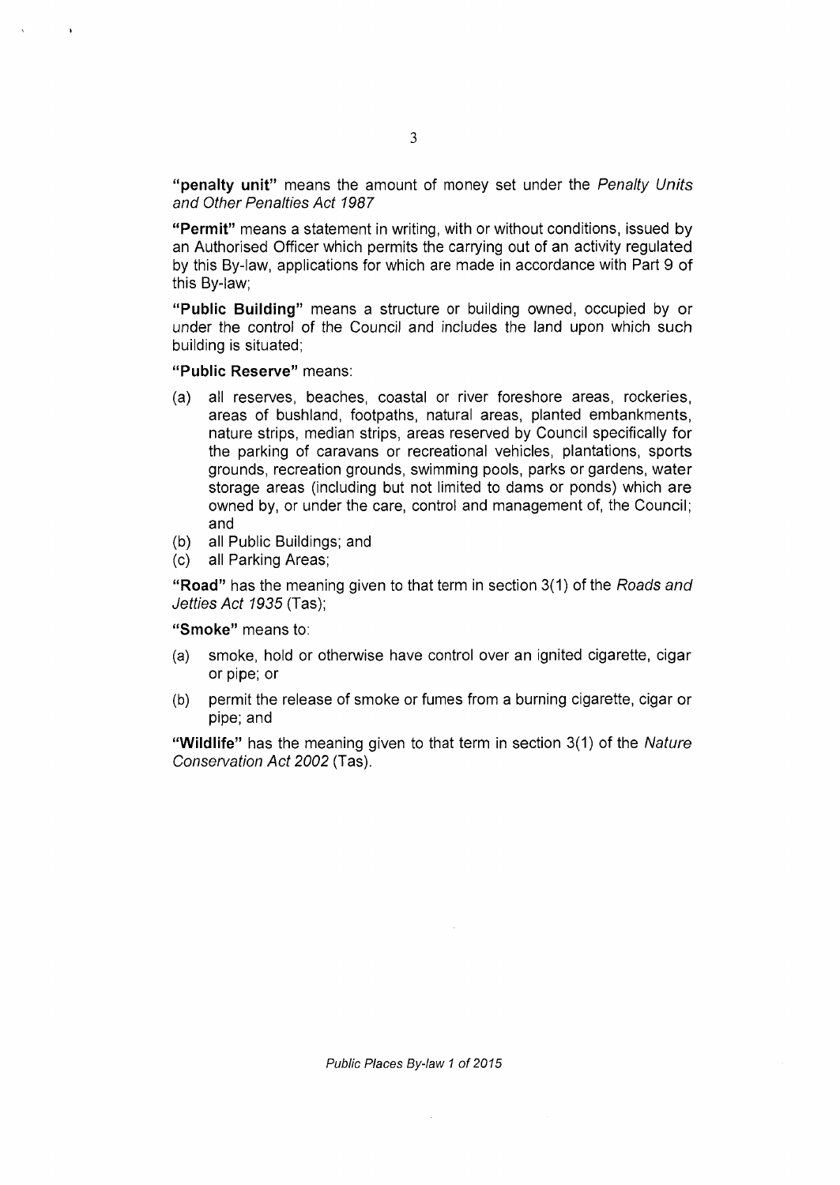**"penalty unit"** means the amount of money set under the *Penalty Units and Other Penalties Act 1987*

**"Permit"** means a statement in writing, with or without conditions, issued by an Authorised Officer which permits the carrying out of an activity regulated by this By-law, applications for which are made in accordance with Part 9 of this By-law;

**"Public Building"** means a structure or building owned, occupied by or under the control of the Council and includes the land upon which such building is situated;

**"Public Reserve"** means:

(a) all reserves, beaches, coastal or river foreshore areas, rockeries, areas of bushland, footpaths, natural areas, planted embankments, nature strips, median strips, areas reserved by Council specifically for the parking of caravans or recreational vehicles, plantations, sports grounds, recreation grounds, swimming pools, parks or gardens, water storage areas (including but not limited to dams or ponds) which are owned by, or under the care, control and management of, the Council; and

(b) all Public Buildings; and

(c) all Parking Areas;

**"Road"** has the meaning given to that term in section 3(1) of the *Roads and Jetties Act 1935* (Tas);

**"Smoke"** means to:

(a) smoke, hold or otherwise have control over an ignited cigarette, cigar or pipe; or

(b) permit the release of smoke or fumes from a burning cigarette, cigar or pipe; and

**"Wildlife"** has the meaning given to that term in section 3(1) of the *Nature Conservation Act 2002* (Tas).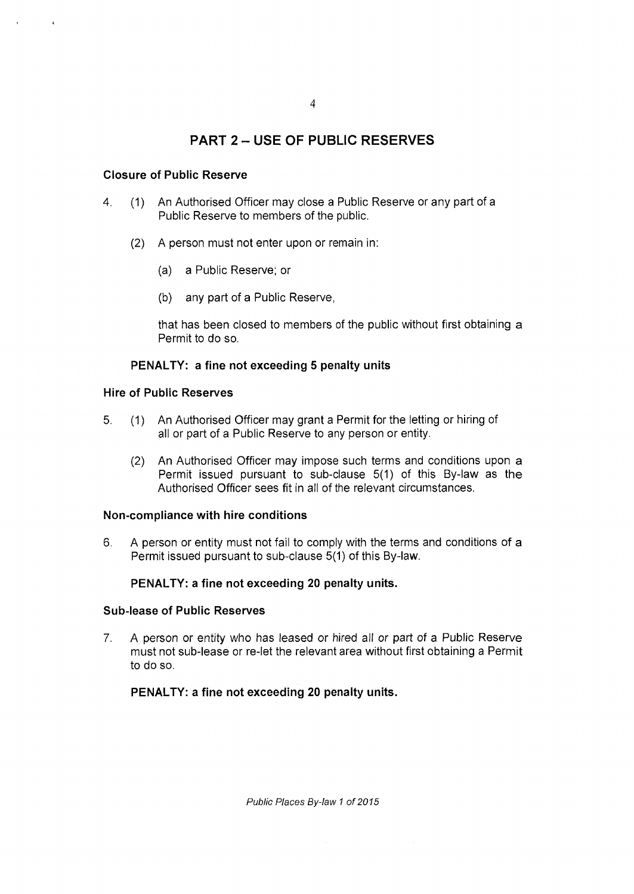## PART 2 – USE OF PUBLIC RESERVES

### Closure of Public Reserve

4. (1) An Authorised Officer may close a Public Reserve or any part of a Public Reserve to members of the public.

   (2) A person must not enter upon or remain in:

   (a) a Public Reserve; or

   (b) any part of a Public Reserve,

   that has been closed to members of the public without first obtaining a Permit to do so.

**PENALTY: a fine not exceeding 5 penalty units**

### Hire of Public Reserves

5. (1) An Authorised Officer may grant a Permit for the letting or hiring of all or part of a Public Reserve to any person or entity.

   (2) An Authorised Officer may impose such terms and conditions upon a Permit issued pursuant to sub-clause 5(1) of this By-law as the Authorised Officer sees fit in all of the relevant circumstances.

### Non-compliance with hire conditions

6. A person or entity must not fail to comply with the terms and conditions of a Permit issued pursuant to sub-clause 5(1) of this By-law.

**PENALTY: a fine not exceeding 20 penalty units.**

### Sub-lease of Public Reserves

7. A person or entity who has leased or hired all or part of a Public Reserve must not sub-lease or re-let the relevant area without first obtaining a Permit to do so.

**PENALTY: a fine not exceeding 20 penalty units.**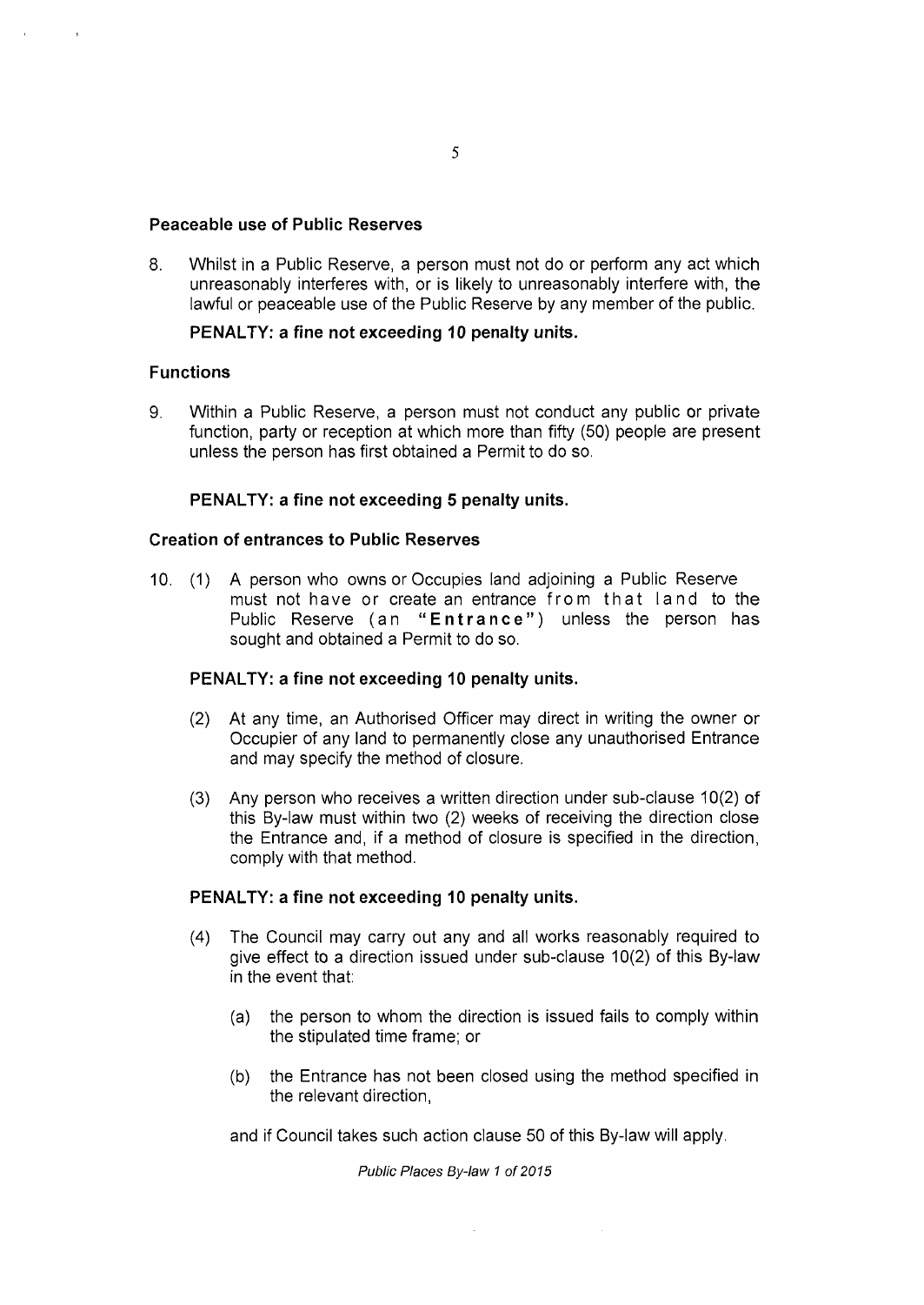### Peaceable use of Public Reserves

8. Whilst in a Public Reserve, a person must not do or perform any act which unreasonably interferes with, or is likely to unreasonably interfere with, the lawful or peaceable use of the Public Reserve by any member of the public.

**PENALTY: a fine not exceeding 10 penalty units.**

### Functions

9. Within a Public Reserve, a person must not conduct any public or private function, party or reception at which more than fifty (50) people are present unless the person has first obtained a Permit to do so.

**PENALTY: a fine not exceeding 5 penalty units.**

### Creation of entrances to Public Reserves

10. (1) A person who owns or Occupies land adjoining a Public Reserve must not have or create an entrance from that land to the Public Reserve (an "**Entrance**") unless the person has sought and obtained a Permit to do so.

**PENALTY: a fine not exceeding 10 penalty units.**

(2) At any time, an Authorised Officer may direct in writing the owner or Occupier of any land to permanently close any unauthorised Entrance and may specify the method of closure.

(3) Any person who receives a written direction under sub-clause 10(2) of this By-law must within two (2) weeks of receiving the direction close the Entrance and, if a method of closure is specified in the direction, comply with that method.

**PENALTY: a fine not exceeding 10 penalty units.**

(4) The Council may carry out any and all works reasonably required to give effect to a direction issued under sub-clause 10(2) of this By-law in the event that:

(a) the person to whom the direction is issued fails to comply within the stipulated time frame; or

(b) the Entrance has not been closed using the method specified in the relevant direction,

and if Council takes such action clause 50 of this By-law will apply.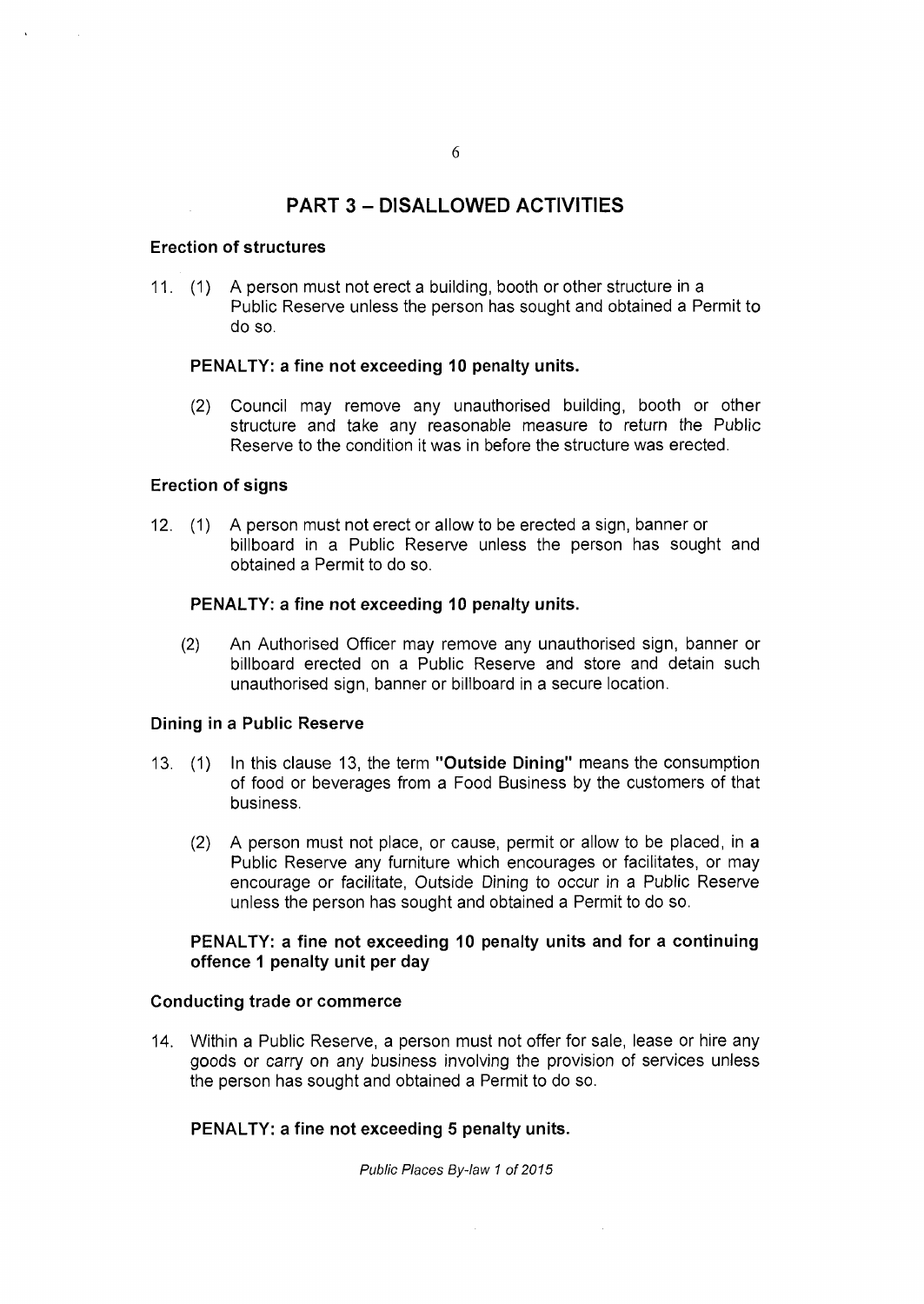# PART 3 – DISALLOWED ACTIVITIES

### Erection of structures

11. (1) A person must not erect a building, booth or other structure in a Public Reserve unless the person has sought and obtained a Permit to do so.

**PENALTY: a fine not exceeding 10 penalty units.**

(2) Council may remove any unauthorised building, booth or other structure and take any reasonable measure to return the Public Reserve to the condition it was in before the structure was erected.

### Erection of signs

12. (1) A person must not erect or allow to be erected a sign, banner or billboard in a Public Reserve unless the person has sought and obtained a Permit to do so.

**PENALTY: a fine not exceeding 10 penalty units.**

(2) An Authorised Officer may remove any unauthorised sign, banner or billboard erected on a Public Reserve and store and detain such unauthorised sign, banner or billboard in a secure location.

### Dining in a Public Reserve

13. (1) In this clause 13, the term **"Outside Dining"** means the consumption of food or beverages from a Food Business by the customers of that business.

(2) A person must not place, or cause, permit or allow to be placed, in a Public Reserve any furniture which encourages or facilitates, or may encourage or facilitate, Outside Dining to occur in a Public Reserve unless the person has sought and obtained a Permit to do so.

**PENALTY: a fine not exceeding 10 penalty units and for a continuing offence 1 penalty unit per day**

### Conducting trade or commerce

14. Within a Public Reserve, a person must not offer for sale, lease or hire any goods or carry on any business involving the provision of services unless the person has sought and obtained a Permit to do so.

**PENALTY: a fine not exceeding 5 penalty units.**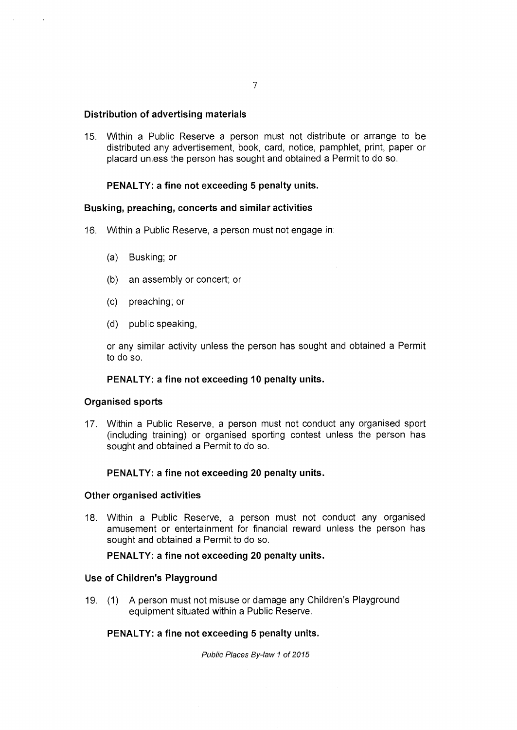### Distribution of advertising materials

15. Within a Public Reserve a person must not distribute or arrange to be distributed any advertisement, book, card, notice, pamphlet, print, paper or placard unless the person has sought and obtained a Permit to do so.

**PENALTY: a fine not exceeding 5 penalty units.**

### Busking, preaching, concerts and similar activities

16. Within a Public Reserve, a person must not engage in:

    (a) Busking; or

    (b) an assembly or concert; or

    (c) preaching; or

    (d) public speaking,

    or any similar activity unless the person has sought and obtained a Permit to do so.

**PENALTY: a fine not exceeding 10 penalty units.**

### Organised sports

17. Within a Public Reserve, a person must not conduct any organised sport (including training) or organised sporting contest unless the person has sought and obtained a Permit to do so.

**PENALTY: a fine not exceeding 20 penalty units.**

### Other organised activities

18. Within a Public Reserve, a person must not conduct any organised amusement or entertainment for financial reward unless the person has sought and obtained a Permit to do so.

**PENALTY: a fine not exceeding 20 penalty units.**

### Use of Children's Playground

19. (1) A person must not misuse or damage any Children's Playground equipment situated within a Public Reserve.

**PENALTY: a fine not exceeding 5 penalty units.**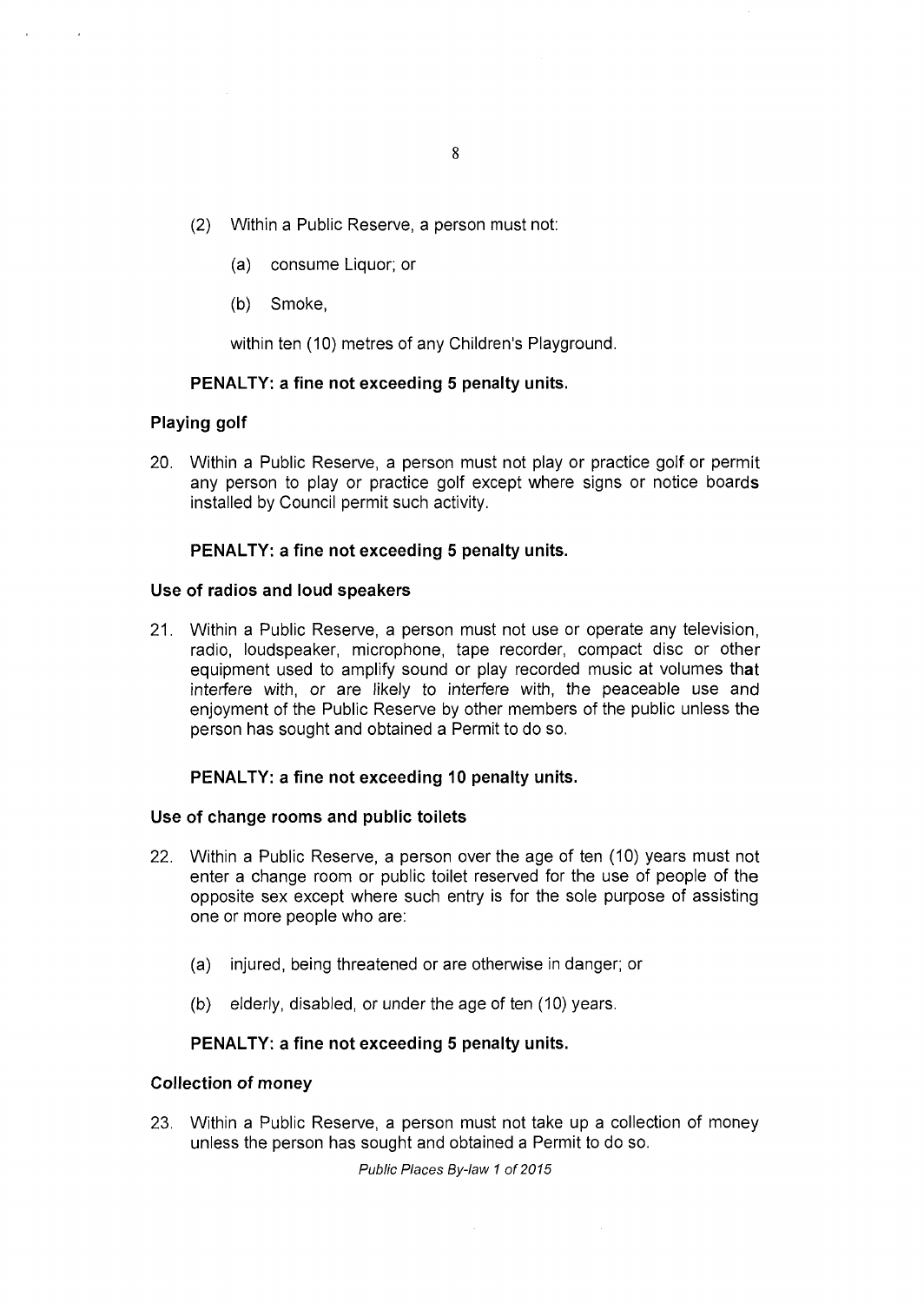(2) Within a Public Reserve, a person must not:

(a) consume Liquor; or

(b) Smoke,

within ten (10) metres of any Children's Playground.

**PENALTY: a fine not exceeding 5 penalty units.**

### Playing golf

20. Within a Public Reserve, a person must not play or practice golf or permit any person to play or practice golf except where signs or notice boards installed by Council permit such activity.

**PENALTY: a fine not exceeding 5 penalty units.**

### Use of radios and loud speakers

21. Within a Public Reserve, a person must not use or operate any television, radio, loudspeaker, microphone, tape recorder, compact disc or other equipment used to amplify sound or play recorded music at volumes that interfere with, or are likely to interfere with, the peaceable use and enjoyment of the Public Reserve by other members of the public unless the person has sought and obtained a Permit to do so.

**PENALTY: a fine not exceeding 10 penalty units.**

### Use of change rooms and public toilets

22. Within a Public Reserve, a person over the age of ten (10) years must not enter a change room or public toilet reserved for the use of people of the opposite sex except where such entry is for the sole purpose of assisting one or more people who are:

(a) injured, being threatened or are otherwise in danger; or

(b) elderly, disabled, or under the age of ten (10) years.

**PENALTY: a fine not exceeding 5 penalty units.**

### Collection of money

23. Within a Public Reserve, a person must not take up a collection of money unless the person has sought and obtained a Permit to do so.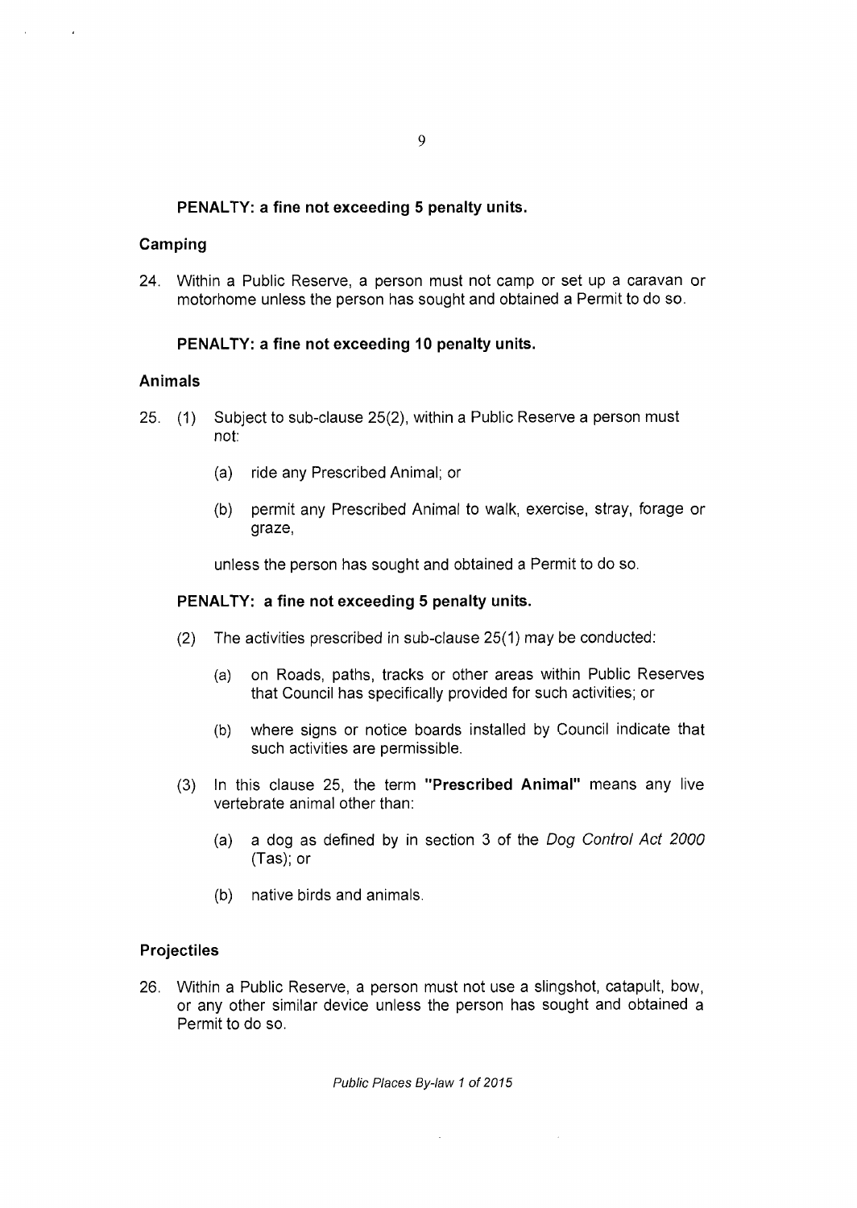**PENALTY: a fine not exceeding 5 penalty units.**

### Camping

24. Within a Public Reserve, a person must not camp or set up a caravan or motorhome unless the person has sought and obtained a Permit to do so.

**PENALTY: a fine not exceeding 10 penalty units.**

### Animals

25. (1) Subject to sub-clause 25(2), within a Public Reserve a person must not:

    (a) ride any Prescribed Animal; or

    (b) permit any Prescribed Animal to walk, exercise, stray, forage or graze,

    unless the person has sought and obtained a Permit to do so.

**PENALTY: a fine not exceeding 5 penalty units.**

(2) The activities prescribed in sub-clause 25(1) may be conducted:

   (a) on Roads, paths, tracks or other areas within Public Reserves that Council has specifically provided for such activities; or

   (b) where signs or notice boards installed by Council indicate that such activities are permissible.

(3) In this clause 25, the term **"Prescribed Animal"** means any live vertebrate animal other than:

   (a) a dog as defined by in section 3 of the *Dog Control Act 2000* (Tas); or

   (b) native birds and animals.

### Projectiles

26. Within a Public Reserve, a person must not use a slingshot, catapult, bow, or any other similar device unless the person has sought and obtained a Permit to do so.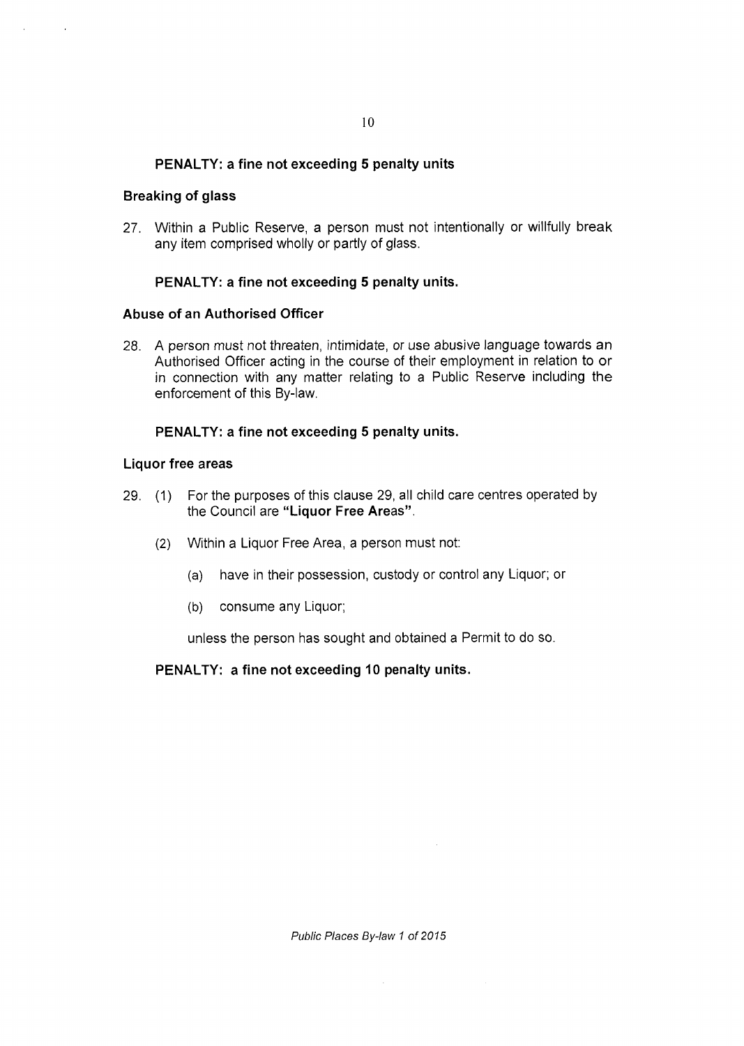**PENALTY: a fine not exceeding 5 penalty units**

**Breaking of glass**

27. Within a Public Reserve, a person must not intentionally or willfully break any item comprised wholly or partly of glass.

**PENALTY: a fine not exceeding 5 penalty units.**

**Abuse of an Authorised Officer**

28. A person must not threaten, intimidate, or use abusive language towards an Authorised Officer acting in the course of their employment in relation to or in connection with any matter relating to a Public Reserve including the enforcement of this By-law.

**PENALTY: a fine not exceeding 5 penalty units.**

**Liquor free areas**

29. (1) For the purposes of this clause 29, all child care centres operated by the Council are **"Liquor Free Areas"**.

    (2) Within a Liquor Free Area, a person must not:

        (a) have in their possession, custody or control any Liquor; or

        (b) consume any Liquor;

    unless the person has sought and obtained a Permit to do so.

**PENALTY: a fine not exceeding 10 penalty units.**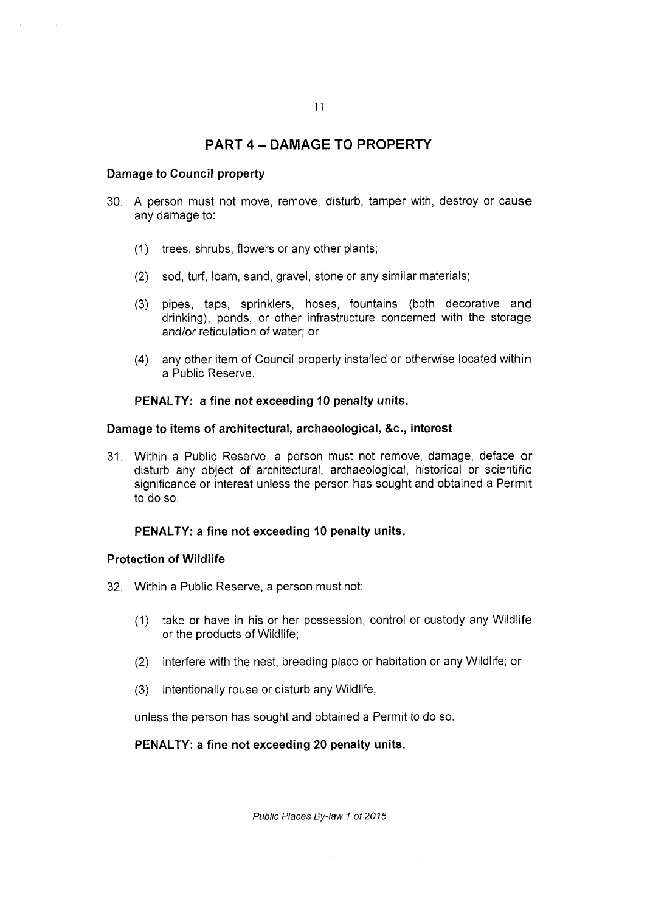## PART 4 – DAMAGE TO PROPERTY

### Damage to Council property

30. A person must not move, remove, disturb, tamper with, destroy or cause any damage to:

    (1) trees, shrubs, flowers or any other plants;

    (2) sod, turf, loam, sand, gravel, stone or any similar materials;

    (3) pipes, taps, sprinklers, hoses, fountains (both decorative and drinking), ponds, or other infrastructure concerned with the storage and/or reticulation of water; or

    (4) any other item of Council property installed or otherwise located within a Public Reserve.

    **PENALTY: a fine not exceeding 10 penalty units.**

### Damage to items of architectural, archaeological, &c., interest

31. Within a Public Reserve, a person must not remove, damage, deface or disturb any object of architectural, archaeological, historical or scientific significance or interest unless the person has sought and obtained a Permit to do so.

    **PENALTY: a fine not exceeding 10 penalty units.**

### Protection of Wildlife

32. Within a Public Reserve, a person must not:

    (1) take or have in his or her possession, control or custody any Wildlife or the products of Wildlife;

    (2) interfere with the nest, breeding place or habitation or any Wildlife; or

    (3) intentionally rouse or disturb any Wildlife,

    unless the person has sought and obtained a Permit to do so.

    **PENALTY: a fine not exceeding 20 penalty units.**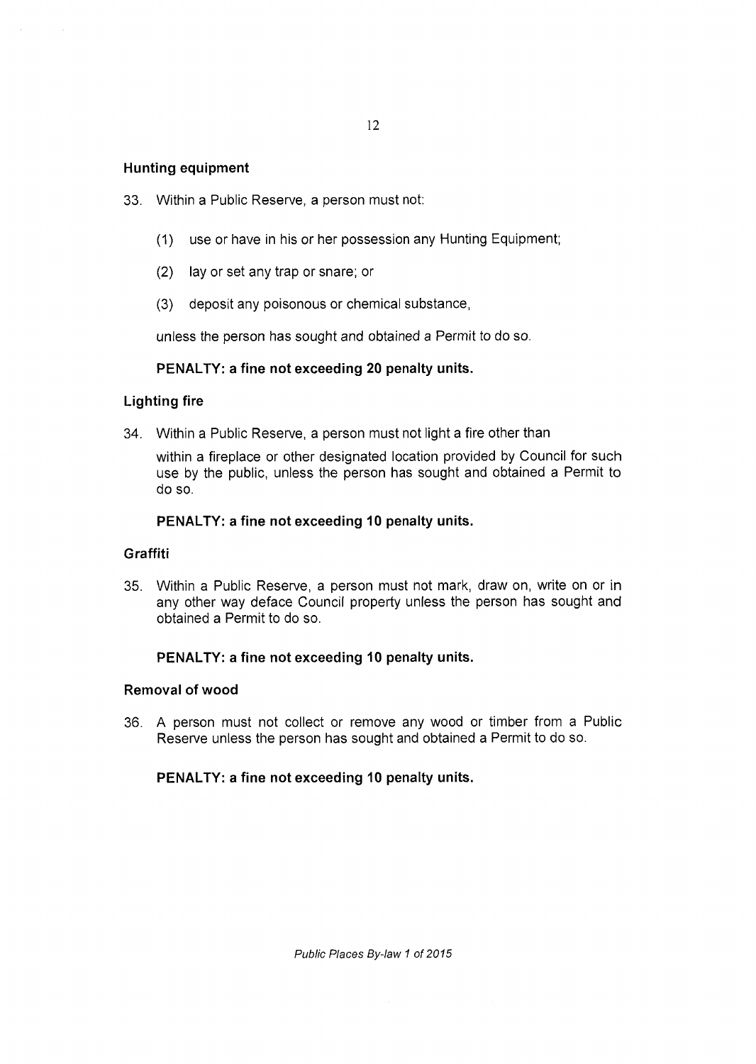### Hunting equipment

33. Within a Public Reserve, a person must not:

    (1) use or have in his or her possession any Hunting Equipment;

    (2) lay or set any trap or snare; or

    (3) deposit any poisonous or chemical substance,

    unless the person has sought and obtained a Permit to do so.

    **PENALTY: a fine not exceeding 20 penalty units.**

### Lighting fire

34. Within a Public Reserve, a person must not light a fire other than

    within a fireplace or other designated location provided by Council for such use by the public, unless the person has sought and obtained a Permit to do so.

    **PENALTY: a fine not exceeding 10 penalty units.**

### Graffiti

35. Within a Public Reserve, a person must not mark, draw on, write on or in any other way deface Council property unless the person has sought and obtained a Permit to do so.

    **PENALTY: a fine not exceeding 10 penalty units.**

### Removal of wood

36. A person must not collect or remove any wood or timber from a Public Reserve unless the person has sought and obtained a Permit to do so.

    **PENALTY: a fine not exceeding 10 penalty units.**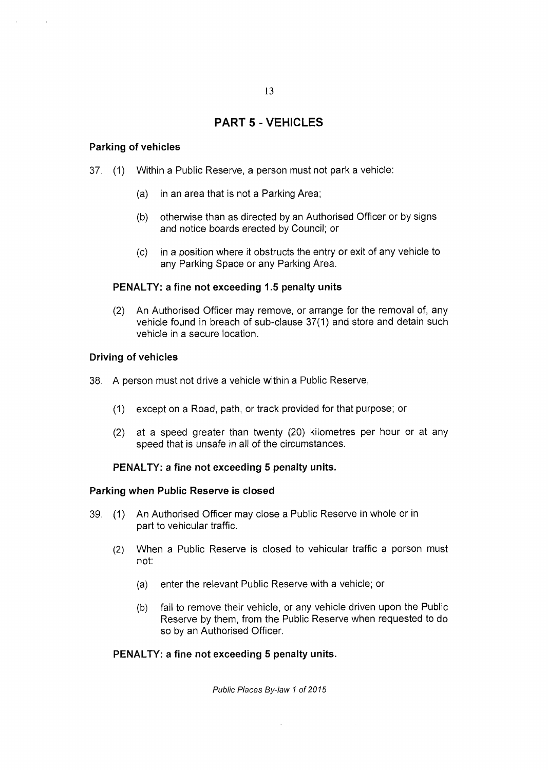# PART 5 - VEHICLES

### Parking of vehicles

37. (1) Within a Public Reserve, a person must not park a vehicle:

    (a) in an area that is not a Parking Area;

    (b) otherwise than as directed by an Authorised Officer or by signs and notice boards erected by Council; or

    (c) in a position where it obstructs the entry or exit of any vehicle to any Parking Space or any Parking Area.

    **PENALTY: a fine not exceeding 1.5 penalty units**

    (2) An Authorised Officer may remove, or arrange for the removal of, any vehicle found in breach of sub-clause 37(1) and store and detain such vehicle in a secure location.

### Driving of vehicles

38. A person must not drive a vehicle within a Public Reserve,

    (1) except on a Road, path, or track provided for that purpose; or

    (2) at a speed greater than twenty (20) kilometres per hour or at any speed that is unsafe in all of the circumstances.

    **PENALTY: a fine not exceeding 5 penalty units.**

### Parking when Public Reserve is closed

39. (1) An Authorised Officer may close a Public Reserve in whole or in part to vehicular traffic.

    (2) When a Public Reserve is closed to vehicular traffic a person must not:

    (a) enter the relevant Public Reserve with a vehicle; or

    (b) fail to remove their vehicle, or any vehicle driven upon the Public Reserve by them, from the Public Reserve when requested to do so by an Authorised Officer.

    **PENALTY: a fine not exceeding 5 penalty units.**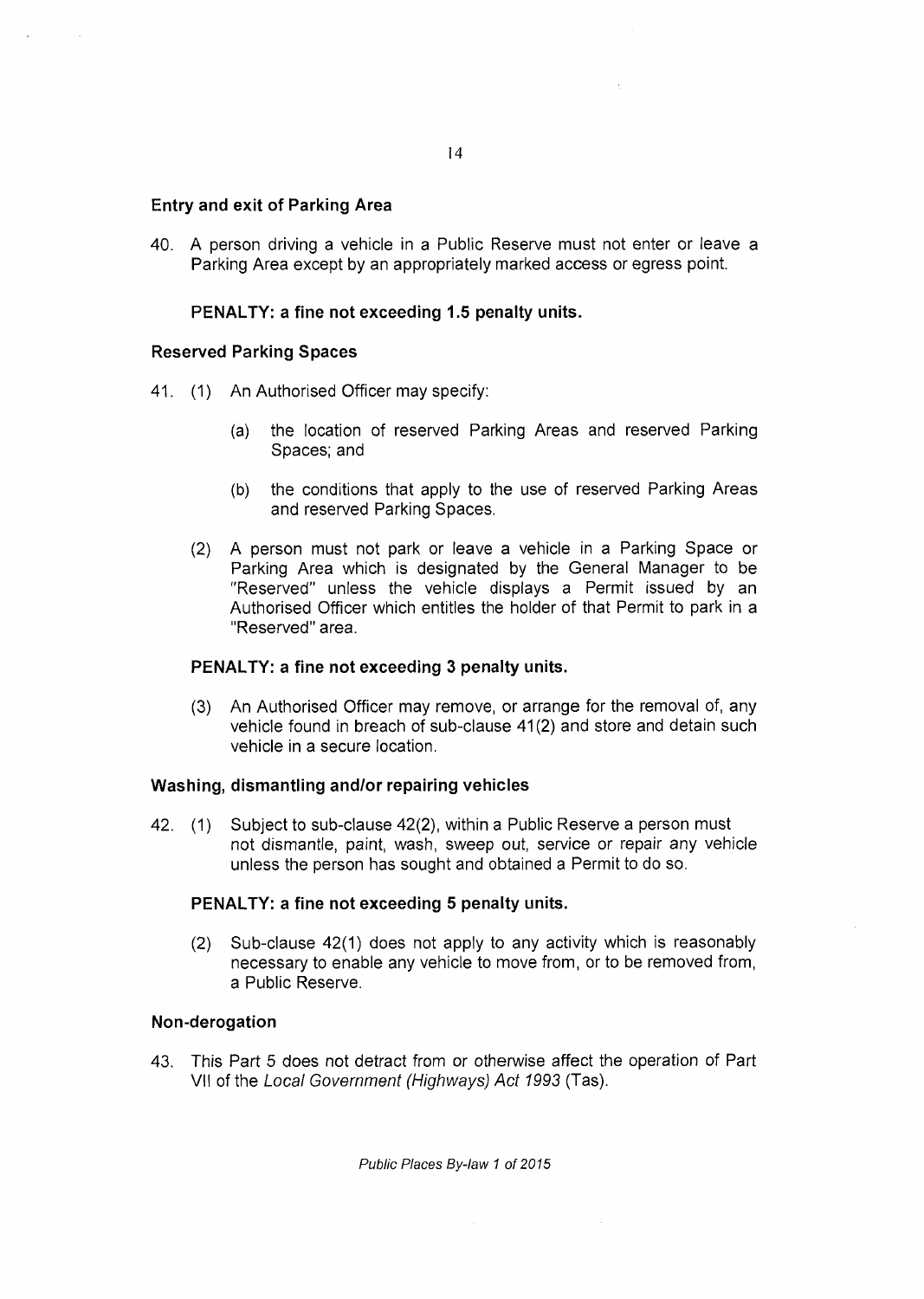### Entry and exit of Parking Area

40. A person driving a vehicle in a Public Reserve must not enter or leave a Parking Area except by an appropriately marked access or egress point.

**PENALTY: a fine not exceeding 1.5 penalty units.**

### Reserved Parking Spaces

41. (1) An Authorised Officer may specify:

    (a) the location of reserved Parking Areas and reserved Parking Spaces; and

    (b) the conditions that apply to the use of reserved Parking Areas and reserved Parking Spaces.

    (2) A person must not park or leave a vehicle in a Parking Space or Parking Area which is designated by the General Manager to be "Reserved" unless the vehicle displays a Permit issued by an Authorised Officer which entitles the holder of that Permit to park in a "Reserved" area.

**PENALTY: a fine not exceeding 3 penalty units.**

    (3) An Authorised Officer may remove, or arrange for the removal of, any vehicle found in breach of sub-clause 41(2) and store and detain such vehicle in a secure location.

### Washing, dismantling and/or repairing vehicles

42. (1) Subject to sub-clause 42(2), within a Public Reserve a person must not dismantle, paint, wash, sweep out, service or repair any vehicle unless the person has sought and obtained a Permit to do so.

**PENALTY: a fine not exceeding 5 penalty units.**

    (2) Sub-clause 42(1) does not apply to any activity which is reasonably necessary to enable any vehicle to move from, or to be removed from, a Public Reserve.

### Non-derogation

43. This Part 5 does not detract from or otherwise affect the operation of Part VII of the *Local Government (Highways) Act 1993* (Tas).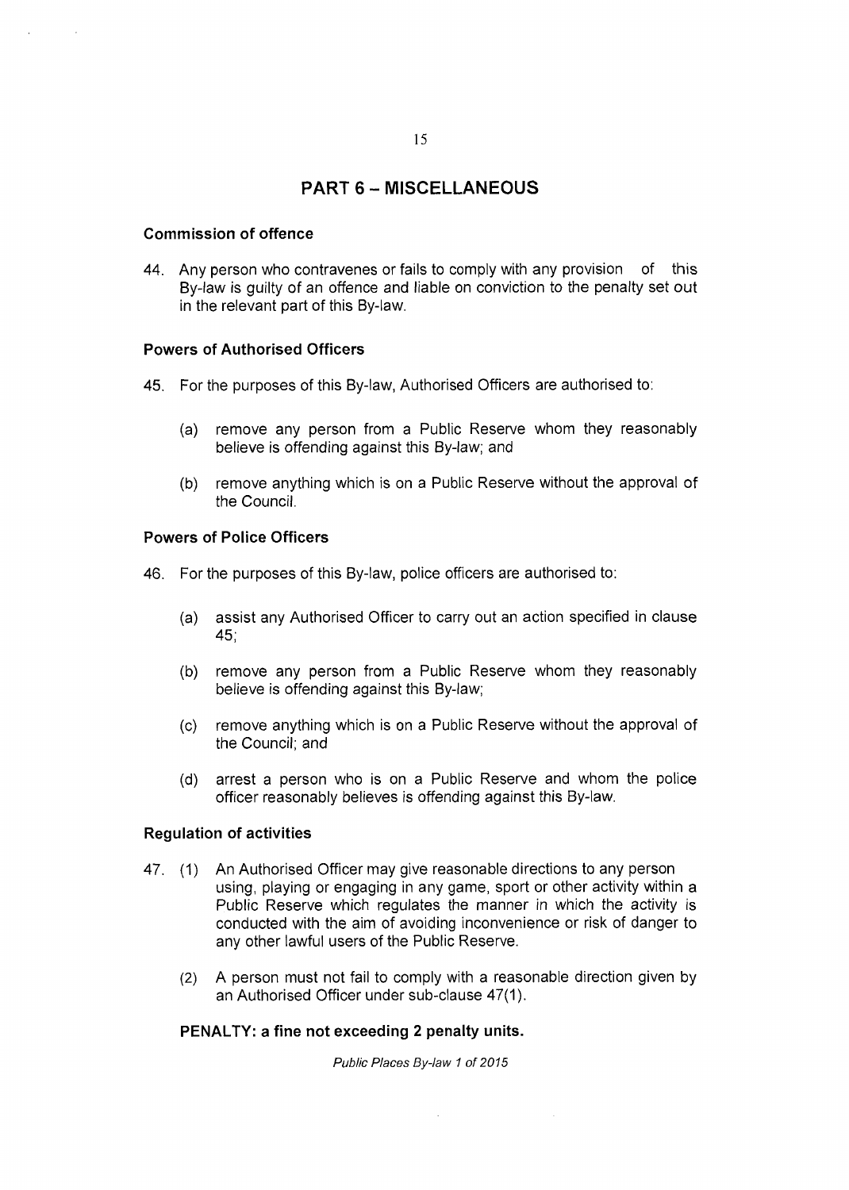## PART 6 – MISCELLANEOUS

### Commission of offence

44. Any person who contravenes or fails to comply with any provision of this By-law is guilty of an offence and liable on conviction to the penalty set out in the relevant part of this By-law.

### Powers of Authorised Officers

45. For the purposes of this By-law, Authorised Officers are authorised to:

    (a) remove any person from a Public Reserve whom they reasonably believe is offending against this By-law; and

    (b) remove anything which is on a Public Reserve without the approval of the Council.

### Powers of Police Officers

46. For the purposes of this By-law, police officers are authorised to:

    (a) assist any Authorised Officer to carry out an action specified in clause 45;

    (b) remove any person from a Public Reserve whom they reasonably believe is offending against this By-law;

    (c) remove anything which is on a Public Reserve without the approval of the Council; and

    (d) arrest a person who is on a Public Reserve and whom the police officer reasonably believes is offending against this By-law.

### Regulation of activities

47. (1) An Authorised Officer may give reasonable directions to any person using, playing or engaging in any game, sport or other activity within a Public Reserve which regulates the manner in which the activity is conducted with the aim of avoiding inconvenience or risk of danger to any other lawful users of the Public Reserve.

    (2) A person must not fail to comply with a reasonable direction given by an Authorised Officer under sub-clause 47(1).

**PENALTY: a fine not exceeding 2 penalty units.**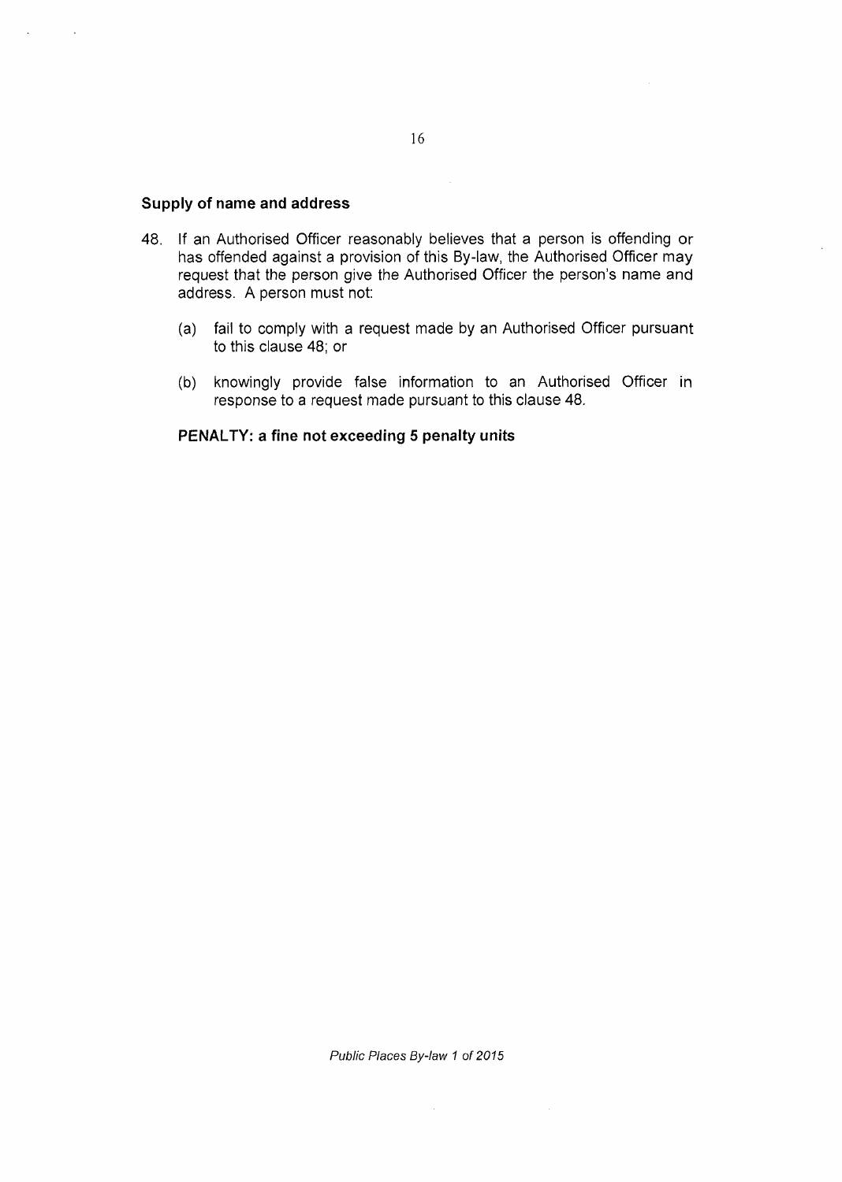### Supply of name and address

48. If an Authorised Officer reasonably believes that a person is offending or has offended against a provision of this By-law, the Authorised Officer may request that the person give the Authorised Officer the person's name and address. A person must not:

    (a) fail to comply with a request made by an Authorised Officer pursuant to this clause 48; or

    (b) knowingly provide false information to an Authorised Officer in response to a request made pursuant to this clause 48.

**PENALTY: a fine not exceeding 5 penalty units**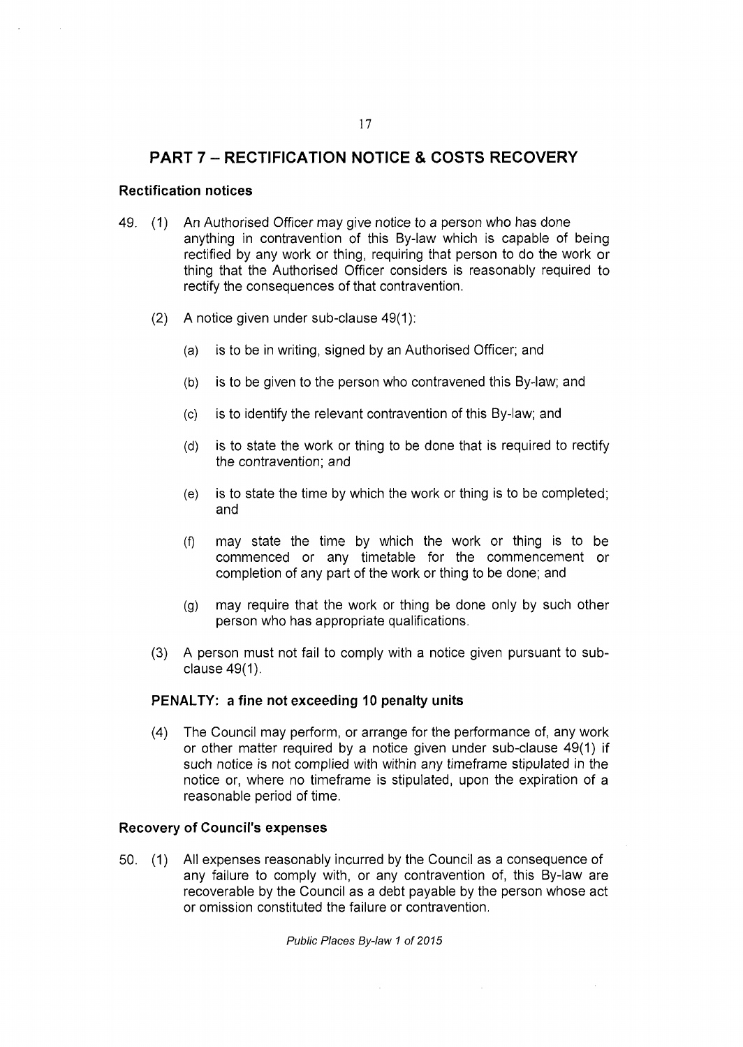## PART 7 – RECTIFICATION NOTICE & COSTS RECOVERY

### Rectification notices

49. (1) An Authorised Officer may give notice to a person who has done anything in contravention of this By-law which is capable of being rectified by any work or thing, requiring that person to do the work or thing that the Authorised Officer considers is reasonably required to rectify the consequences of that contravention.

(2) A notice given under sub-clause 49(1):

(a) is to be in writing, signed by an Authorised Officer; and

(b) is to be given to the person who contravened this By-law; and

(c) is to identify the relevant contravention of this By-law; and

(d) is to state the work or thing to be done that is required to rectify the contravention; and

(e) is to state the time by which the work or thing is to be completed; and

(f) may state the time by which the work or thing is to be commenced or any timetable for the commencement or completion of any part of the work or thing to be done; and

(g) may require that the work or thing be done only by such other person who has appropriate qualifications.

(3) A person must not fail to comply with a notice given pursuant to sub-clause 49(1).

**PENALTY: a fine not exceeding 10 penalty units**

(4) The Council may perform, or arrange for the performance of, any work or other matter required by a notice given under sub-clause 49(1) if such notice is not complied with within any timeframe stipulated in the notice or, where no timeframe is stipulated, upon the expiration of a reasonable period of time.

### Recovery of Council's expenses

50. (1) All expenses reasonably incurred by the Council as a consequence of any failure to comply with, or any contravention of, this By-law are recoverable by the Council as a debt payable by the person whose act or omission constituted the failure or contravention.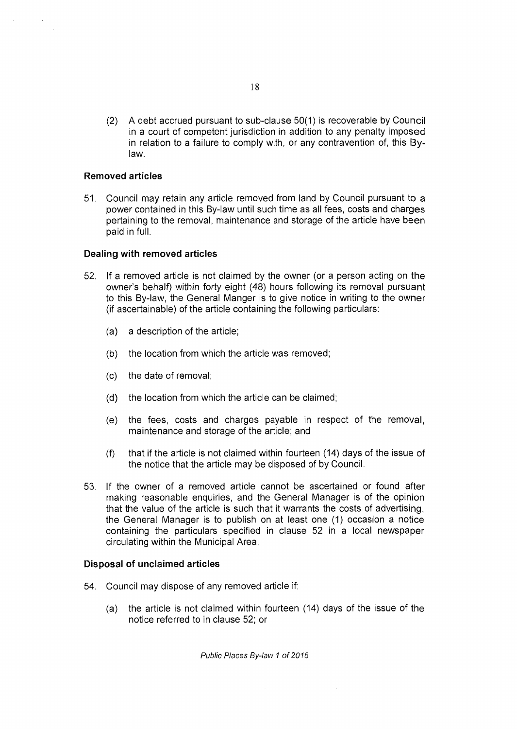(2) A debt accrued pursuant to sub-clause 50(1) is recoverable by Council in a court of competent jurisdiction in addition to any penalty imposed in relation to a failure to comply with, or any contravention of, this By-law.

**Removed articles**

51. Council may retain any article removed from land by Council pursuant to a power contained in this By-law until such time as all fees, costs and charges pertaining to the removal, maintenance and storage of the article have been paid in full.

**Dealing with removed articles**

52. If a removed article is not claimed by the owner (or a person acting on the owner's behalf) within forty eight (48) hours following its removal pursuant to this By-law, the General Manger is to give notice in writing to the owner (if ascertainable) of the article containing the following particulars:

    (a) a description of the article;

    (b) the location from which the article was removed;

    (c) the date of removal;

    (d) the location from which the article can be claimed;

    (e) the fees, costs and charges payable in respect of the removal, maintenance and storage of the article; and

    (f) that if the article is not claimed within fourteen (14) days of the issue of the notice that the article may be disposed of by Council.

53. If the owner of a removed article cannot be ascertained or found after making reasonable enquiries, and the General Manager is of the opinion that the value of the article is such that it warrants the costs of advertising, the General Manager is to publish on at least one (1) occasion a notice containing the particulars specified in clause 52 in a local newspaper circulating within the Municipal Area.

**Disposal of unclaimed articles**

54. Council may dispose of any removed article if:

    (a) the article is not claimed within fourteen (14) days of the issue of the notice referred to in clause 52; or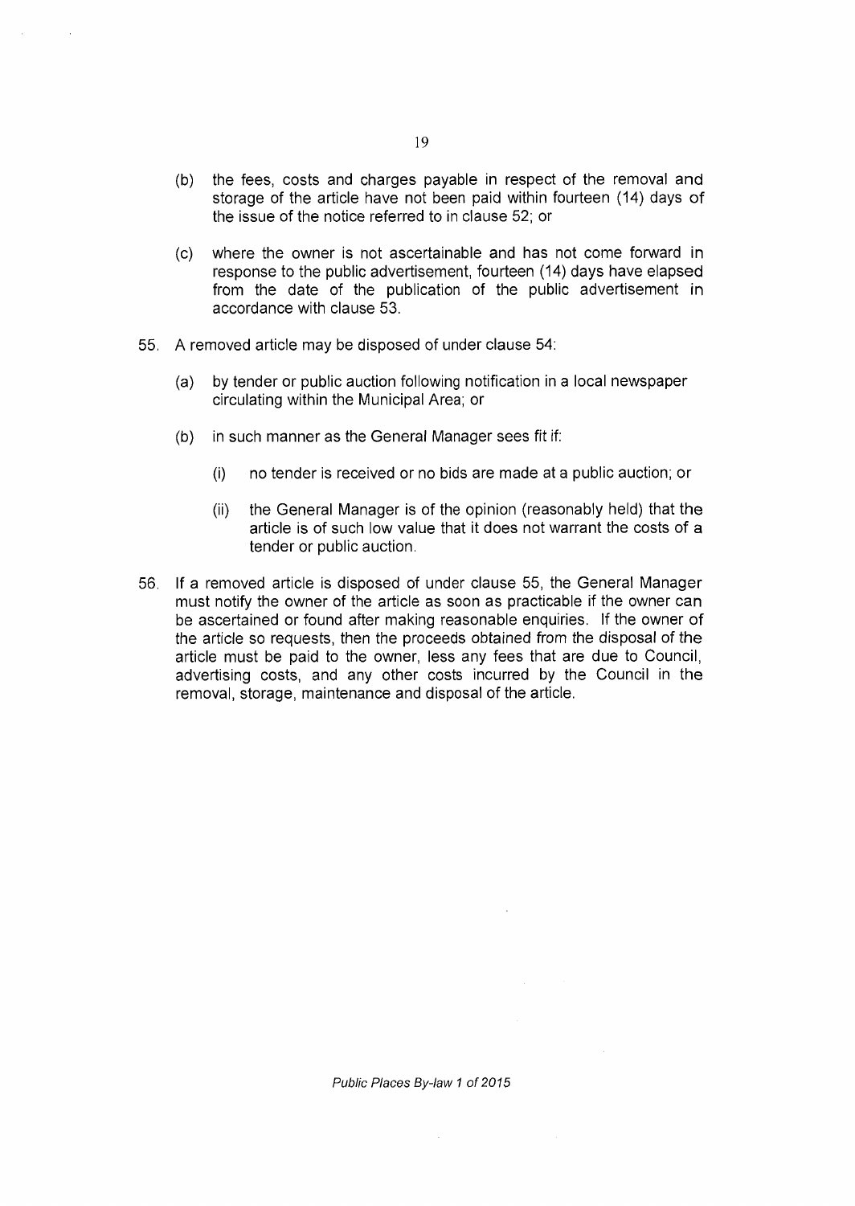(b) the fees, costs and charges payable in respect of the removal and storage of the article have not been paid within fourteen (14) days of the issue of the notice referred to in clause 52; or

(c) where the owner is not ascertainable and has not come forward in response to the public advertisement, fourteen (14) days have elapsed from the date of the publication of the public advertisement in accordance with clause 53.

55. A removed article may be disposed of under clause 54:

 (a) by tender or public auction following notification in a local newspaper circulating within the Municipal Area; or

 (b) in such manner as the General Manager sees fit if:

  (i) no tender is received or no bids are made at a public auction; or

  (ii) the General Manager is of the opinion (reasonably held) that the article is of such low value that it does not warrant the costs of a tender or public auction.

56. If a removed article is disposed of under clause 55, the General Manager must notify the owner of the article as soon as practicable if the owner can be ascertained or found after making reasonable enquiries. If the owner of the article so requests, then the proceeds obtained from the disposal of the article must be paid to the owner, less any fees that are due to Council, advertising costs, and any other costs incurred by the Council in the removal, storage, maintenance and disposal of the article.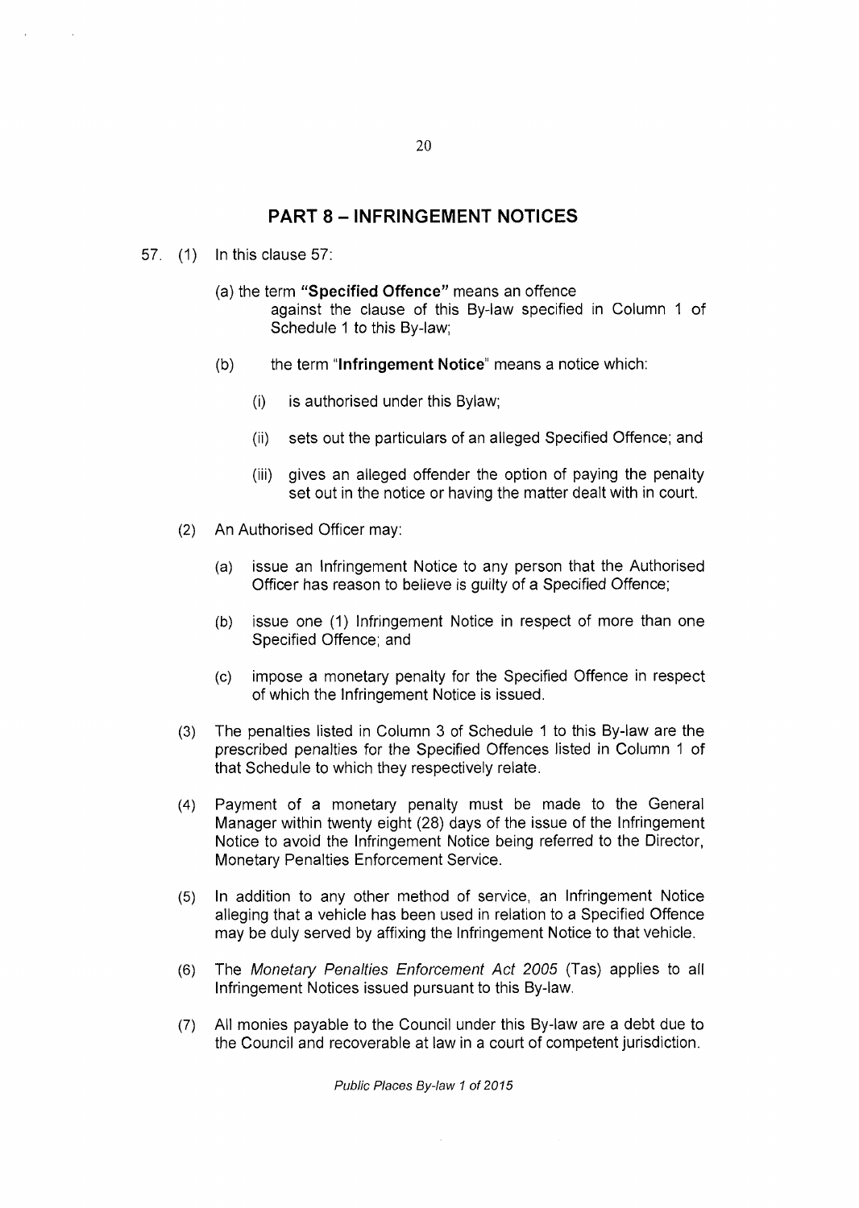## PART 8 – INFRINGEMENT NOTICES

57. (1) In this clause 57:

    (a) the term **"Specified Offence"** means an offence against the clause of this By-law specified in Column 1 of Schedule 1 to this By-law;

    (b) the term "**Infringement Notice**" means a notice which:

    (i) is authorised under this Bylaw;

    (ii) sets out the particulars of an alleged Specified Offence; and

    (iii) gives an alleged offender the option of paying the penalty set out in the notice or having the matter dealt with in court.

(2) An Authorised Officer may:

    (a) issue an Infringement Notice to any person that the Authorised Officer has reason to believe is guilty of a Specified Offence;

    (b) issue one (1) Infringement Notice in respect of more than one Specified Offence; and

    (c) impose a monetary penalty for the Specified Offence in respect of which the Infringement Notice is issued.

(3) The penalties listed in Column 3 of Schedule 1 to this By-law are the prescribed penalties for the Specified Offences listed in Column 1 of that Schedule to which they respectively relate.

(4) Payment of a monetary penalty must be made to the General Manager within twenty eight (28) days of the issue of the Infringement Notice to avoid the Infringement Notice being referred to the Director, Monetary Penalties Enforcement Service.

(5) In addition to any other method of service, an Infringement Notice alleging that a vehicle has been used in relation to a Specified Offence may be duly served by affixing the Infringement Notice to that vehicle.

(6) The *Monetary Penalties Enforcement Act 2005* (Tas) applies to all Infringement Notices issued pursuant to this By-law.

(7) All monies payable to the Council under this By-law are a debt due to the Council and recoverable at law in a court of competent jurisdiction.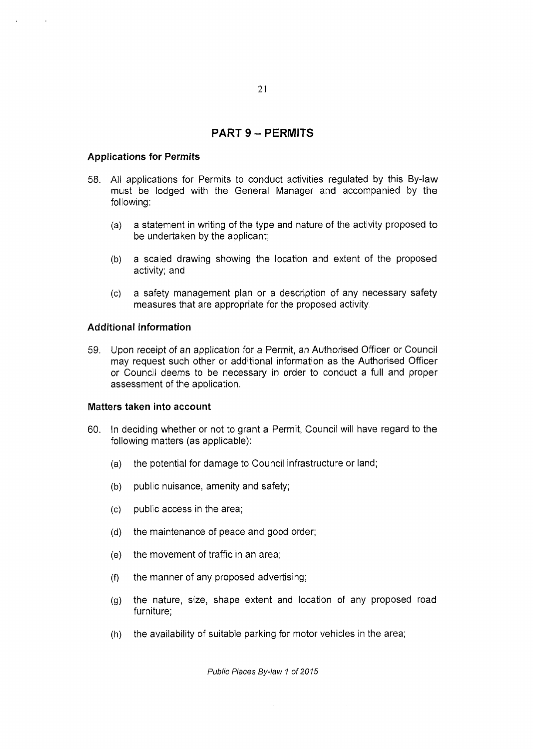## PART 9 – PERMITS

### Applications for Permits

58. All applications for Permits to conduct activities regulated by this By-law must be lodged with the General Manager and accompanied by the following:

    (a) a statement in writing of the type and nature of the activity proposed to be undertaken by the applicant;

    (b) a scaled drawing showing the location and extent of the proposed activity; and

    (c) a safety management plan or a description of any necessary safety measures that are appropriate for the proposed activity.

### Additional information

59. Upon receipt of an application for a Permit, an Authorised Officer or Council may request such other or additional information as the Authorised Officer or Council deems to be necessary in order to conduct a full and proper assessment of the application.

### Matters taken into account

60. In deciding whether or not to grant a Permit, Council will have regard to the following matters (as applicable):

    (a) the potential for damage to Council infrastructure or land;

    (b) public nuisance, amenity and safety;

    (c) public access in the area;

    (d) the maintenance of peace and good order;

    (e) the movement of traffic in an area;

    (f) the manner of any proposed advertising;

    (g) the nature, size, shape extent and location of any proposed road furniture;

    (h) the availability of suitable parking for motor vehicles in the area;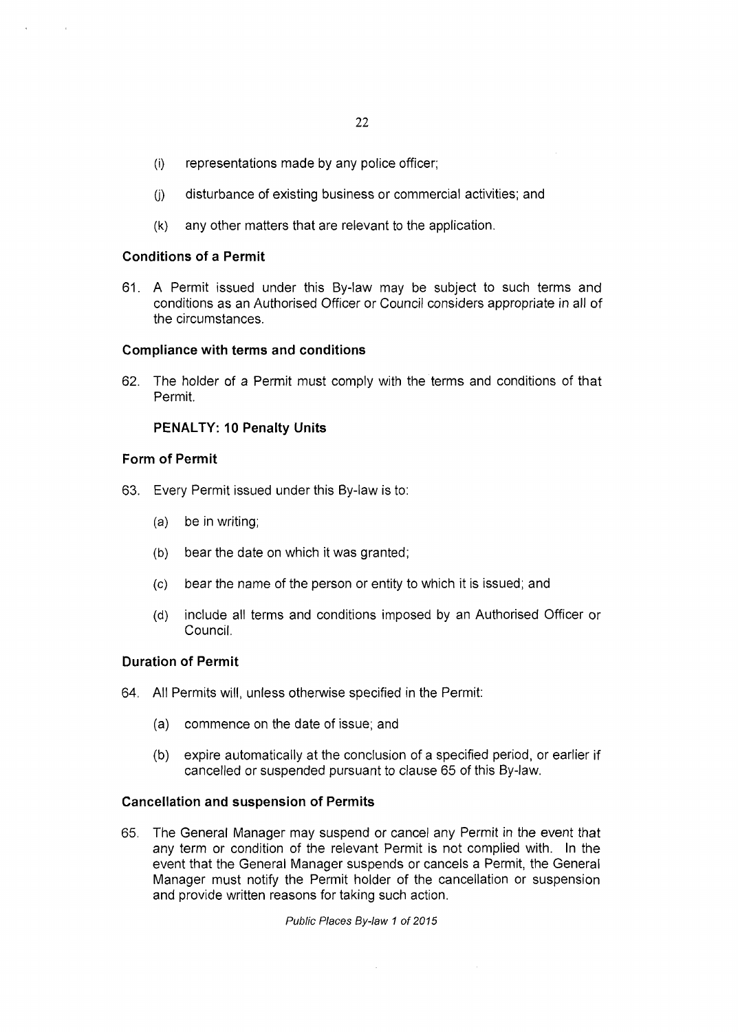(i) representations made by any police officer;

(j) disturbance of existing business or commercial activities; and

(k) any other matters that are relevant to the application.

### Conditions of a Permit

61. A Permit issued under this By-law may be subject to such terms and conditions as an Authorised Officer or Council considers appropriate in all of the circumstances.

### Compliance with terms and conditions

62. The holder of a Permit must comply with the terms and conditions of that Permit.

**PENALTY: 10 Penalty Units**

### Form of Permit

63. Every Permit issued under this By-law is to:

    (a) be in writing;

    (b) bear the date on which it was granted;

    (c) bear the name of the person or entity to which it is issued; and

    (d) include all terms and conditions imposed by an Authorised Officer or Council.

### Duration of Permit

64. All Permits will, unless otherwise specified in the Permit:

    (a) commence on the date of issue; and

    (b) expire automatically at the conclusion of a specified period, or earlier if cancelled or suspended pursuant to clause 65 of this By-law.

### Cancellation and suspension of Permits

65. The General Manager may suspend or cancel any Permit in the event that any term or condition of the relevant Permit is not complied with. In the event that the General Manager suspends or cancels a Permit, the General Manager must notify the Permit holder of the cancellation or suspension and provide written reasons for taking such action.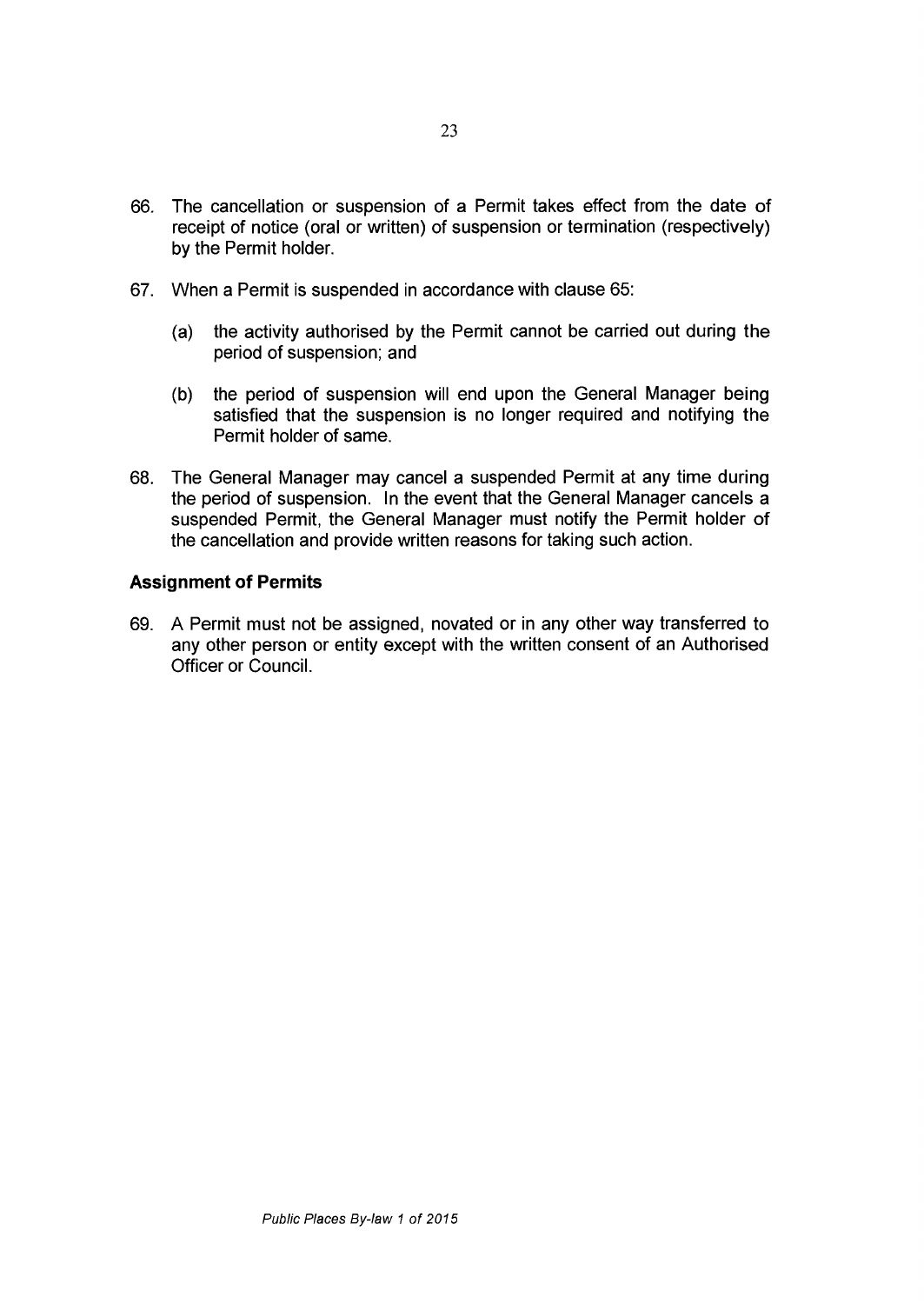66. The cancellation or suspension of a Permit takes effect from the date of receipt of notice (oral or written) of suspension or termination (respectively) by the Permit holder.

67. When a Permit is suspended in accordance with clause 65:

    (a) the activity authorised by the Permit cannot be carried out during the period of suspension; and

    (b) the period of suspension will end upon the General Manager being satisfied that the suspension is no longer required and notifying the Permit holder of same.

68. The General Manager may cancel a suspended Permit at any time during the period of suspension. In the event that the General Manager cancels a suspended Permit, the General Manager must notify the Permit holder of the cancellation and provide written reasons for taking such action.

**Assignment of Permits**

69. A Permit must not be assigned, novated or in any other way transferred to any other person or entity except with the written consent of an Authorised Officer or Council.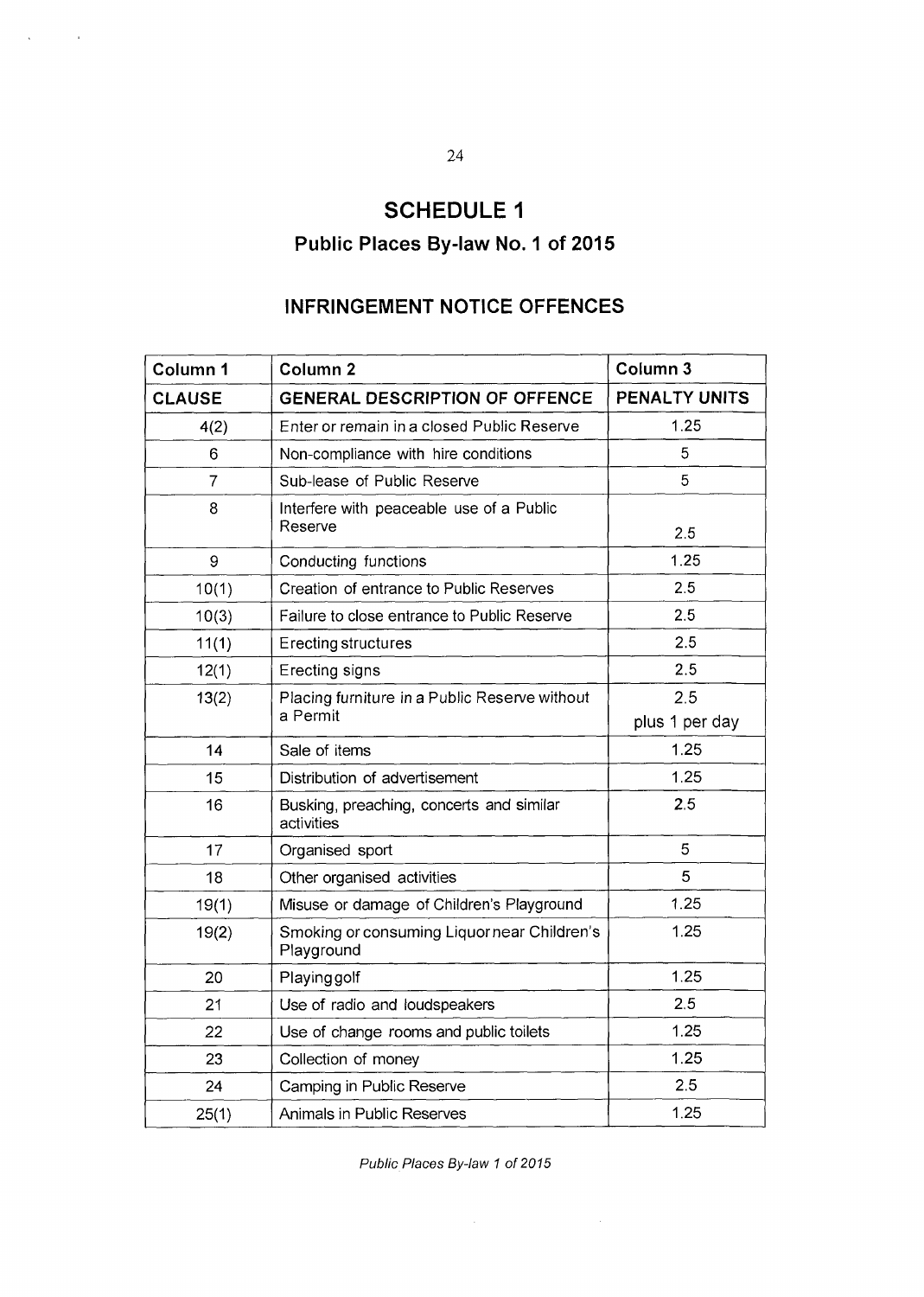# SCHEDULE 1

## Public Places By-law No. 1 of 2015

### INFRINGEMENT NOTICE OFFENCES

| Column 1 | Column 2 | Column 3 |
|---|---|---|
| **CLAUSE** | **GENERAL DESCRIPTION OF OFFENCE** | **PENALTY UNITS** |
| 4(2) | Enter or remain in a closed Public Reserve | 1.25 |
| 6 | Non-compliance with hire conditions | 5 |
| 7 | Sub-lease of Public Reserve | 5 |
| 8 | Interfere with peaceable use of a Public Reserve | 2.5 |
| 9 | Conducting functions | 1.25 |
| 10(1) | Creation of entrance to Public Reserves | 2.5 |
| 10(3) | Failure to close entrance to Public Reserve | 2.5 |
| 11(1) | Erecting structures | 2.5 |
| 12(1) | Erecting signs | 2.5 |
| 13(2) | Placing furniture in a Public Reserve without a Permit | 2.5 plus 1 per day |
| 14 | Sale of items | 1.25 |
| 15 | Distribution of advertisement | 1.25 |
| 16 | Busking, preaching, concerts and similar activities | 2.5 |
| 17 | Organised sport | 5 |
| 18 | Other organised activities | 5 |
| 19(1) | Misuse or damage of Children's Playground | 1.25 |
| 19(2) | Smoking or consuming Liquor near Children's Playground | 1.25 |
| 20 | Playing golf | 1.25 |
| 21 | Use of radio and loudspeakers | 2.5 |
| 22 | Use of change rooms and public toilets | 1.25 |
| 23 | Collection of money | 1.25 |
| 24 | Camping in Public Reserve | 2.5 |
| 25(1) | Animals in Public Reserves | 1.25 |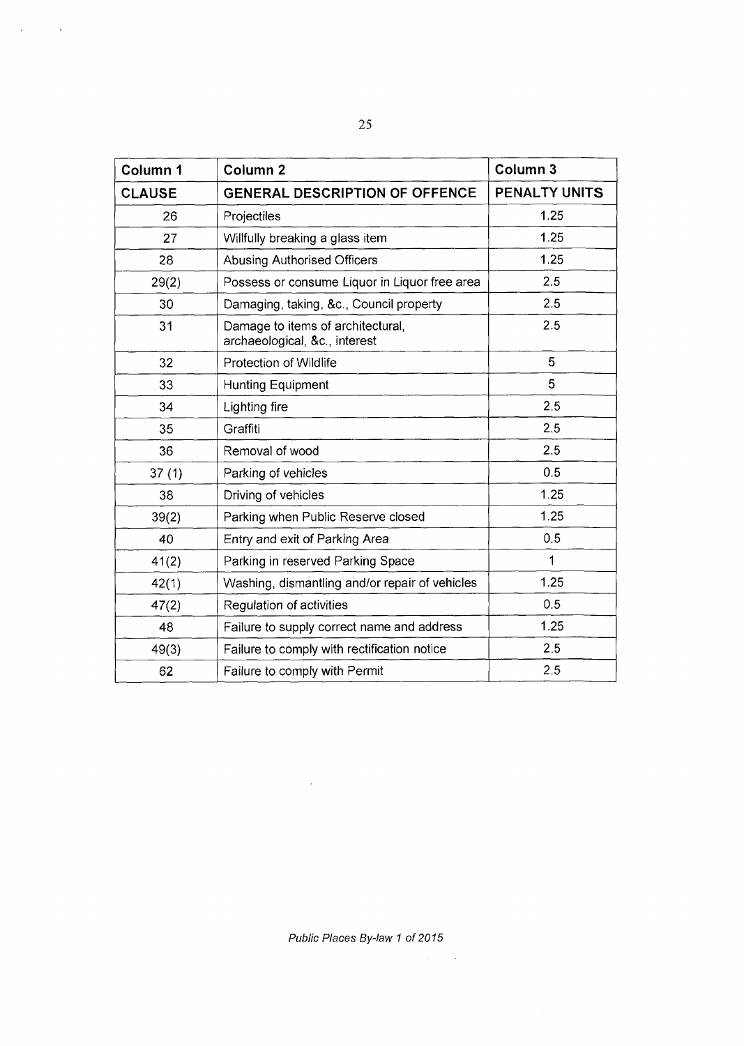| Column 1 | Column 2 | Column 3 |
|---|---|---|
| **CLAUSE** | **GENERAL DESCRIPTION OF OFFENCE** | **PENALTY UNITS** |
| 26 | Projectiles | 1.25 |
| 27 | Willfully breaking a glass item | 1.25 |
| 28 | Abusing Authorised Officers | 1.25 |
| 29(2) | Possess or consume Liquor in Liquor free area | 2.5 |
| 30 | Damaging, taking, &c., Council property | 2.5 |
| 31 | Damage to items of architectural, archaeological, &c., interest | 2.5 |
| 32 | Protection of Wildlife | 5 |
| 33 | Hunting Equipment | 5 |
| 34 | Lighting fire | 2.5 |
| 35 | Graffiti | 2.5 |
| 36 | Removal of wood | 2.5 |
| 37 (1) | Parking of vehicles | 0.5 |
| 38 | Driving of vehicles | 1.25 |
| 39(2) | Parking when Public Reserve closed | 1.25 |
| 40 | Entry and exit of Parking Area | 0.5 |
| 41(2) | Parking in reserved Parking Space | 1 |
| 42(1) | Washing, dismantling and/or repair of vehicles | 1.25 |
| 47(2) | Regulation of activities | 0.5 |
| 48 | Failure to supply correct name and address | 1.25 |
| 49(3) | Failure to comply with rectification notice | 2.5 |
| 62 | Failure to comply with Permit | 2.5 |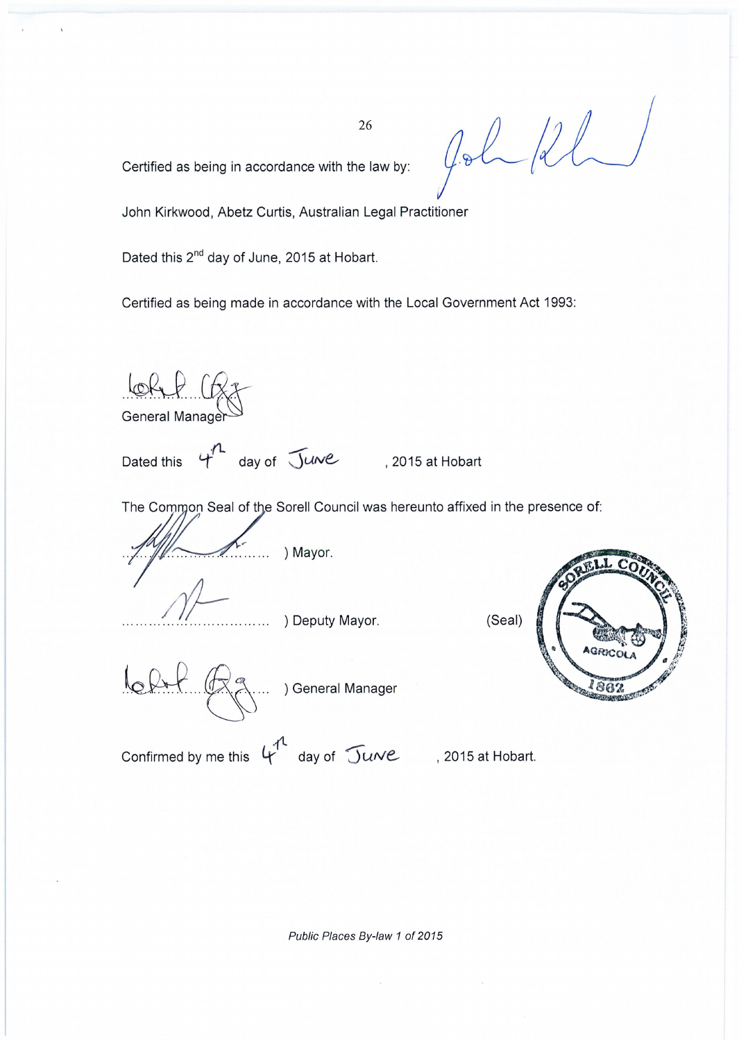Certified as being in accordance with the law by:

John Kirkwood, Abetz Curtis, Australian Legal Practitioner

Dated this 2nd day of June, 2015 at Hobart.

Certified as being made in accordance with the Local Government Act 1993:

..................................
General Manager

Dated this 4th day of June, 2015 at Hobart

The Common Seal of the Sorell Council was hereunto affixed in the presence of:

.................................. ) Mayor.

.................................. ) Deputy Mayor. (Seal)

.................................. ) General Manager

Confirmed by me this 4th day of June, 2015 at Hobart.

*Public Places By-law 1 of 2015*